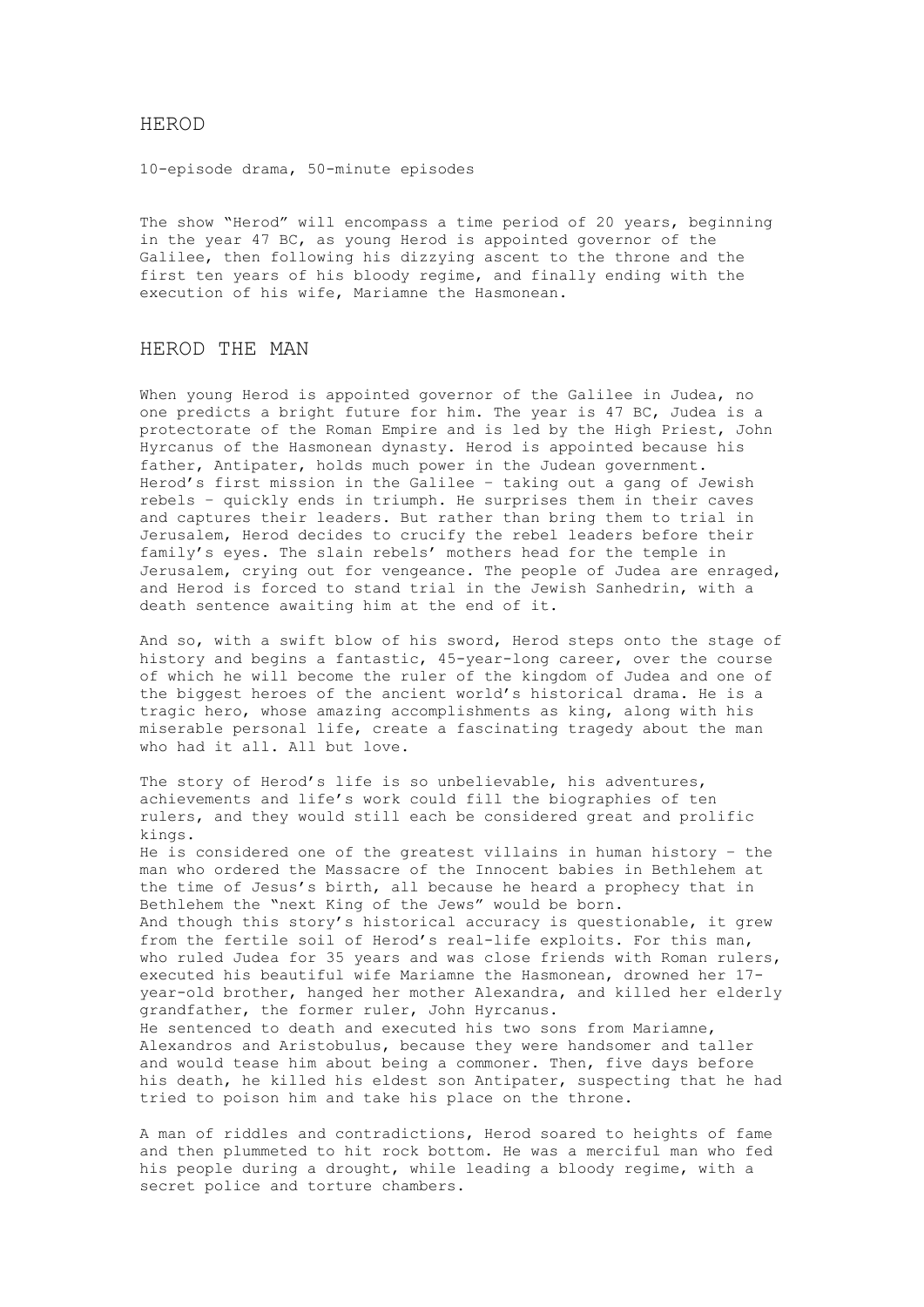# HEROD

10-episode drama, 50-minute episodes

The show "Herod" will encompass a time period of 20 years, beginning in the year 47 BC, as young Herod is appointed governor of the Galilee, then following his dizzying ascent to the throne and the first ten years of his bloody regime, and finally ending with the execution of his wife, Mariamne the Hasmonean.

## HEROD THE MAN

When young Herod is appointed governor of the Galilee in Judea, no one predicts a bright future for him. The year is 47 BC, Judea is a protectorate of the Roman Empire and is led by the High Priest, John Hyrcanus of the Hasmonean dynasty. Herod is appointed because his father, Antipater, holds much power in the Judean government.
Herod's first mission in the Galilee – taking out a gang of Jewish rebels – quickly ends in triumph. He surprises them in their caves and captures their leaders. But rather than bring them to trial in Jerusalem, Herod decides to crucify the rebel leaders before their family's eyes. The slain rebels' mothers head for the temple in Jerusalem, crying out for vengeance. The people of Judea are enraged, and Herod is forced to stand trial in the Jewish Sanhedrin, with a death sentence awaiting him at the end of it.

And so, with a swift blow of his sword, Herod steps onto the stage of history and begins a fantastic, 45-year-long career, over the course of which he will become the ruler of the kingdom of Judea and one of the biggest heroes of the ancient world's historical drama. He is a tragic hero, whose amazing accomplishments as king, along with his miserable personal life, create a fascinating tragedy about the man who had it all. All but love.

The story of Herod's life is so unbelievable, his adventures, achievements and life's work could fill the biographies of ten rulers, and they would still each be considered great and prolific kings.
He is considered one of the greatest villains in human history – the man who ordered the Massacre of the Innocent babies in Bethlehem at the time of Jesus's birth, all because he heard a prophecy that in Bethlehem the "next King of the Jews" would be born.
And though this story's historical accuracy is questionable, it grew from the fertile soil of Herod's real-life exploits. For this man, who ruled Judea for 35 years and was close friends with Roman rulers, executed his beautiful wife Mariamne the Hasmonean, drowned her 17-year-old brother, hanged her mother Alexandra, and killed her elderly grandfather, the former ruler, John Hyrcanus.
He sentenced to death and executed his two sons from Mariamne, Alexandros and Aristobulus, because they were handsomer and taller and would tease him about being a commoner. Then, five days before his death, he killed his eldest son Antipater, suspecting that he had tried to poison him and take his place on the throne.

A man of riddles and contradictions, Herod soared to heights of fame and then plummeted to hit rock bottom. He was a merciful man who fed his people during a drought, while leading a bloody regime, with a secret police and torture chambers.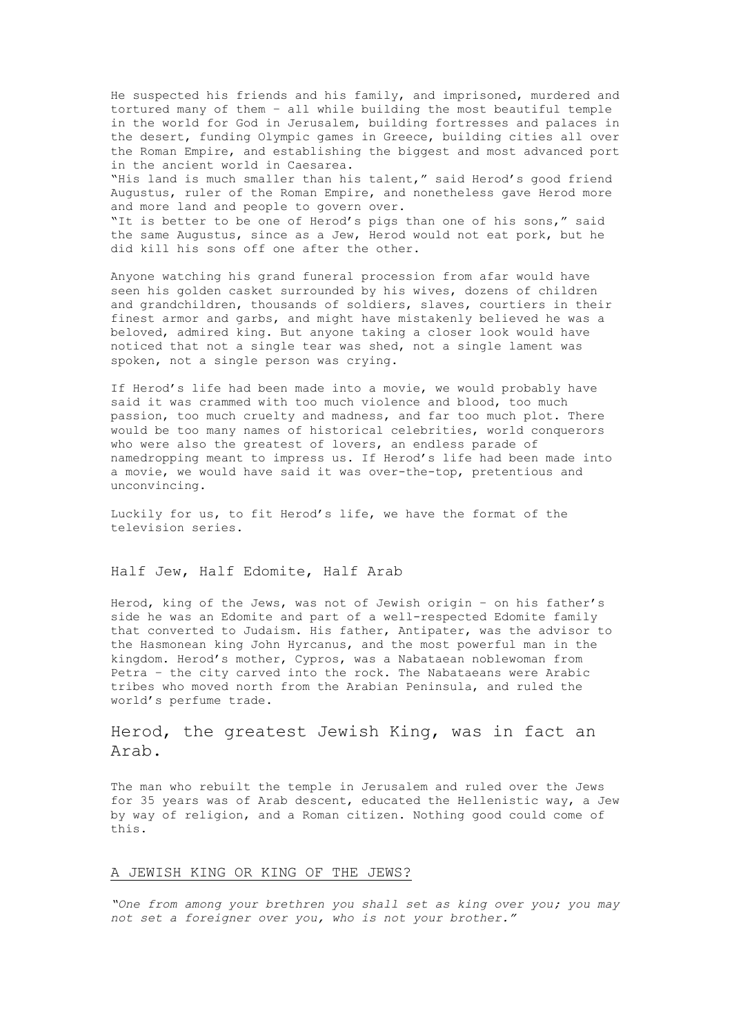He suspected his friends and his family, and imprisoned, murdered and tortured many of them – all while building the most beautiful temple in the world for God in Jerusalem, building fortresses and palaces in the desert, funding Olympic games in Greece, building cities all over the Roman Empire, and establishing the biggest and most advanced port in the ancient world in Caesarea.

"His land is much smaller than his talent," said Herod's good friend Augustus, ruler of the Roman Empire, and nonetheless gave Herod more and more land and people to govern over.

"It is better to be one of Herod's pigs than one of his sons," said the same Augustus, since as a Jew, Herod would not eat pork, but he did kill his sons off one after the other.

Anyone watching his grand funeral procession from afar would have seen his golden casket surrounded by his wives, dozens of children and grandchildren, thousands of soldiers, slaves, courtiers in their finest armor and garbs, and might have mistakenly believed he was a beloved, admired king. But anyone taking a closer look would have noticed that not a single tear was shed, not a single lament was spoken, not a single person was crying.

If Herod's life had been made into a movie, we would probably have said it was crammed with too much violence and blood, too much passion, too much cruelty and madness, and far too much plot. There would be too many names of historical celebrities, world conquerors who were also the greatest of lovers, an endless parade of namedropping meant to impress us. If Herod's life had been made into a movie, we would have said it was over-the-top, pretentious and unconvincing.

Luckily for us, to fit Herod's life, we have the format of the television series.

## Half Jew, Half Edomite, Half Arab

Herod, king of the Jews, was not of Jewish origin – on his father's side he was an Edomite and part of a well-respected Edomite family that converted to Judaism. His father, Antipater, was the advisor to the Hasmonean king John Hyrcanus, and the most powerful man in the kingdom. Herod's mother, Cypros, was a Nabataean noblewoman from Petra – the city carved into the rock. The Nabataeans were Arabic tribes who moved north from the Arabian Peninsula, and ruled the world's perfume trade.

## Herod, the greatest Jewish King, was in fact an Arab.

The man who rebuilt the temple in Jerusalem and ruled over the Jews for 35 years was of Arab descent, educated the Hellenistic way, a Jew by way of religion, and a Roman citizen. Nothing good could come of this.

## A JEWISH KING OR KING OF THE JEWS?

*"One from among your brethren you shall set as king over you; you may not set a foreigner over you, who is not your brother."*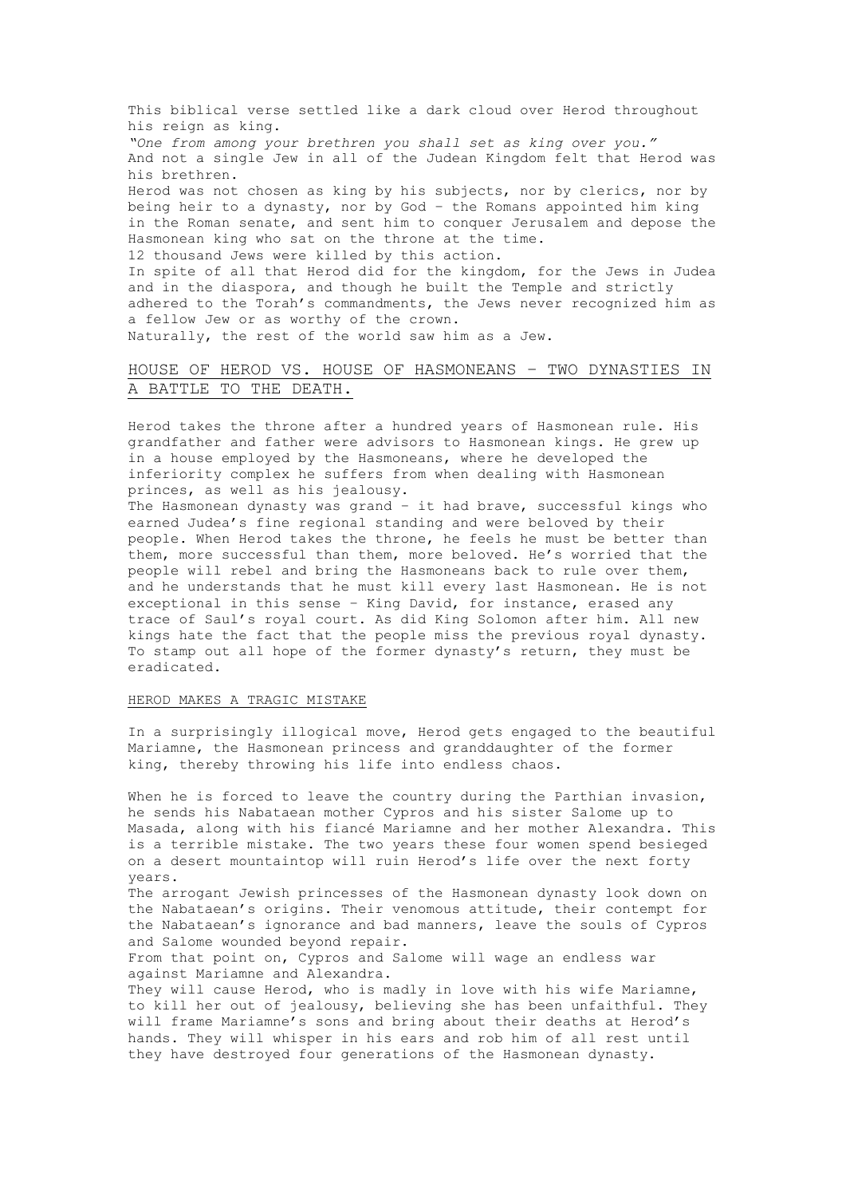This biblical verse settled like a dark cloud over Herod throughout his reign as king.

*"One from among your brethren you shall set as king over you."*

And not a single Jew in all of the Judean Kingdom felt that Herod was his brethren.

Herod was not chosen as king by his subjects, nor by clerics, nor by being heir to a dynasty, nor by God – the Romans appointed him king in the Roman senate, and sent him to conquer Jerusalem and depose the Hasmonean king who sat on the throne at the time.

12 thousand Jews were killed by this action.

In spite of all that Herod did for the kingdom, for the Jews in Judea and in the diaspora, and though he built the Temple and strictly adhered to the Torah's commandments, the Jews never recognized him as a fellow Jew or as worthy of the crown.

Naturally, the rest of the world saw him as a Jew.

## HOUSE OF HEROD VS. HOUSE OF HASMONEANS – TWO DYNASTIES IN A BATTLE TO THE DEATH.

Herod takes the throne after a hundred years of Hasmonean rule. His grandfather and father were advisors to Hasmonean kings. He grew up in a house employed by the Hasmoneans, where he developed the inferiority complex he suffers from when dealing with Hasmonean princes, as well as his jealousy.

The Hasmonean dynasty was grand – it had brave, successful kings who earned Judea's fine regional standing and were beloved by their people. When Herod takes the throne, he feels he must be better than them, more successful than them, more beloved. He's worried that the people will rebel and bring the Hasmoneans back to rule over them, and he understands that he must kill every last Hasmonean. He is not exceptional in this sense – King David, for instance, erased any trace of Saul's royal court. As did King Solomon after him. All new kings hate the fact that the people miss the previous royal dynasty. To stamp out all hope of the former dynasty's return, they must be eradicated.

### HEROD MAKES A TRAGIC MISTAKE

In a surprisingly illogical move, Herod gets engaged to the beautiful Mariamne, the Hasmonean princess and granddaughter of the former king, thereby throwing his life into endless chaos.

When he is forced to leave the country during the Parthian invasion, he sends his Nabataean mother Cypros and his sister Salome up to Masada, along with his fiancé Mariamne and her mother Alexandra. This is a terrible mistake. The two years these four women spend besieged on a desert mountaintop will ruin Herod's life over the next forty years.

The arrogant Jewish princesses of the Hasmonean dynasty look down on the Nabataean's origins. Their venomous attitude, their contempt for the Nabataean's ignorance and bad manners, leave the souls of Cypros and Salome wounded beyond repair.

From that point on, Cypros and Salome will wage an endless war against Mariamne and Alexandra.

They will cause Herod, who is madly in love with his wife Mariamne, to kill her out of jealousy, believing she has been unfaithful. They will frame Mariamne's sons and bring about their deaths at Herod's hands. They will whisper in his ears and rob him of all rest until they have destroyed four generations of the Hasmonean dynasty.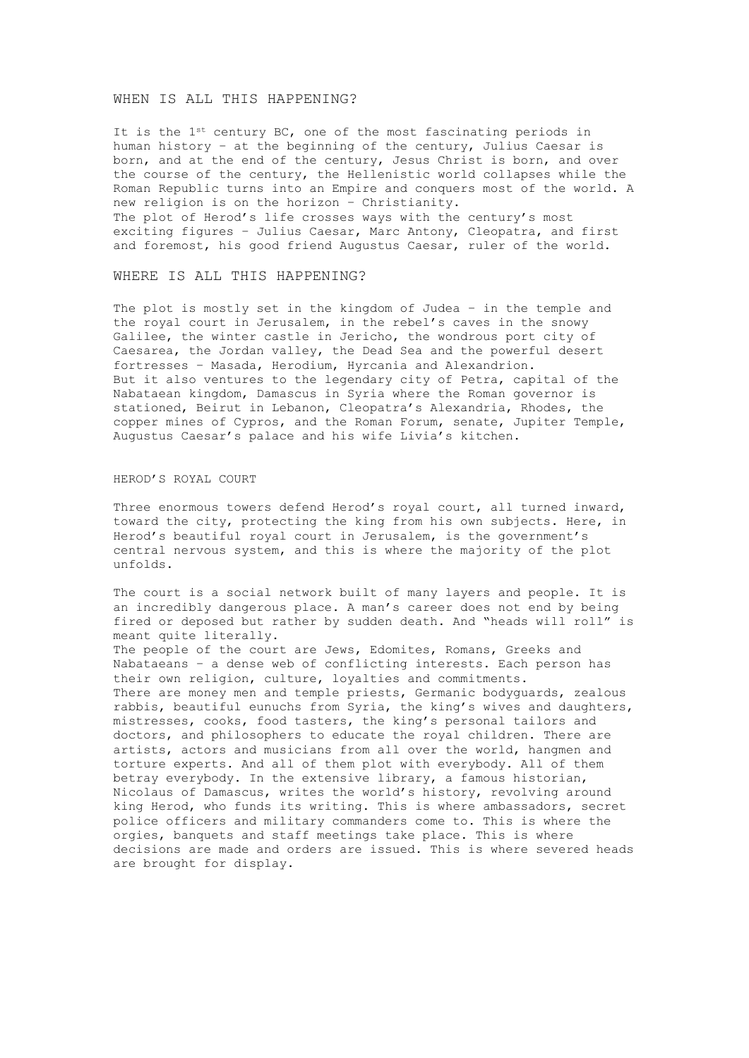## WHEN IS ALL THIS HAPPENING?

It is the 1st century BC, one of the most fascinating periods in human history – at the beginning of the century, Julius Caesar is born, and at the end of the century, Jesus Christ is born, and over the course of the century, the Hellenistic world collapses while the Roman Republic turns into an Empire and conquers most of the world. A new religion is on the horizon – Christianity.
The plot of Herod's life crosses ways with the century's most exciting figures – Julius Caesar, Marc Antony, Cleopatra, and first and foremost, his good friend Augustus Caesar, ruler of the world.

## WHERE IS ALL THIS HAPPENING?

The plot is mostly set in the kingdom of Judea – in the temple and the royal court in Jerusalem, in the rebel's caves in the snowy Galilee, the winter castle in Jericho, the wondrous port city of Caesarea, the Jordan valley, the Dead Sea and the powerful desert fortresses – Masada, Herodium, Hyrcania and Alexandrion.
But it also ventures to the legendary city of Petra, capital of the Nabataean kingdom, Damascus in Syria where the Roman governor is stationed, Beirut in Lebanon, Cleopatra's Alexandria, Rhodes, the copper mines of Cypros, and the Roman Forum, senate, Jupiter Temple, Augustus Caesar's palace and his wife Livia's kitchen.

### HEROD'S ROYAL COURT

Three enormous towers defend Herod's royal court, all turned inward, toward the city, protecting the king from his own subjects. Here, in Herod's beautiful royal court in Jerusalem, is the government's central nervous system, and this is where the majority of the plot unfolds.

The court is a social network built of many layers and people. It is an incredibly dangerous place. A man's career does not end by being fired or deposed but rather by sudden death. And "heads will roll" is meant quite literally.
The people of the court are Jews, Edomites, Romans, Greeks and Nabataeans – a dense web of conflicting interests. Each person has their own religion, culture, loyalties and commitments.
There are money men and temple priests, Germanic bodyguards, zealous rabbis, beautiful eunuchs from Syria, the king's wives and daughters, mistresses, cooks, food tasters, the king's personal tailors and doctors, and philosophers to educate the royal children. There are artists, actors and musicians from all over the world, hangmen and torture experts. And all of them plot with everybody. All of them betray everybody. In the extensive library, a famous historian, Nicolaus of Damascus, writes the world's history, revolving around king Herod, who funds its writing. This is where ambassadors, secret police officers and military commanders come to. This is where the orgies, banquets and staff meetings take place. This is where decisions are made and orders are issued. This is where severed heads are brought for display.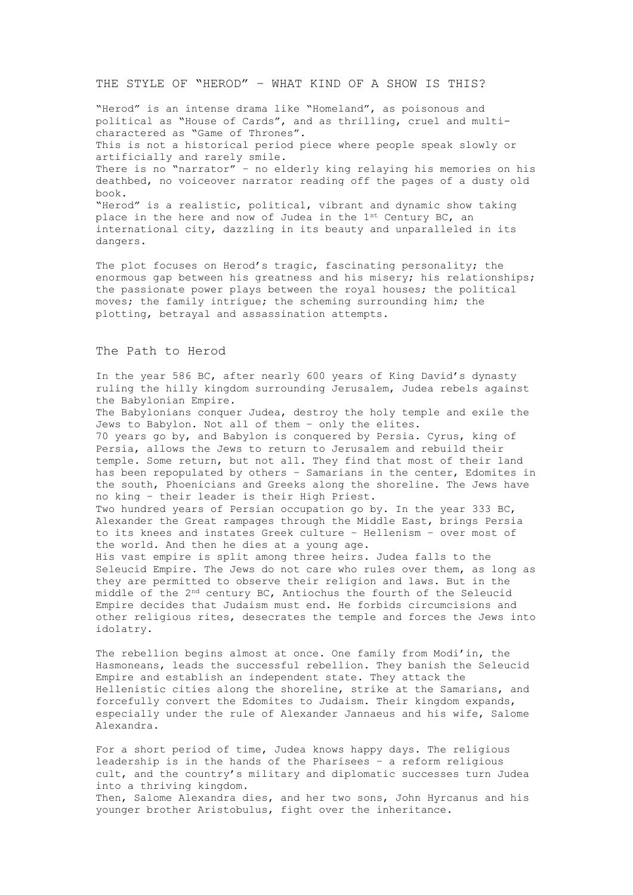## THE STYLE OF "HEROD" – WHAT KIND OF A SHOW IS THIS?

"Herod" is an intense drama like "Homeland", as poisonous and political as "House of Cards", and as thrilling, cruel and multi-charactered as "Game of Thrones".
This is not a historical period piece where people speak slowly or artificially and rarely smile.
There is no "narrator" – no elderly king relaying his memories on his deathbed, no voiceover narrator reading off the pages of a dusty old book.
"Herod" is a realistic, political, vibrant and dynamic show taking place in the here and now of Judea in the 1st Century BC, an international city, dazzling in its beauty and unparalleled in its dangers.

The plot focuses on Herod's tragic, fascinating personality; the enormous gap between his greatness and his misery; his relationships; the passionate power plays between the royal houses; the political moves; the family intrigue; the scheming surrounding him; the plotting, betrayal and assassination attempts.

## The Path to Herod

In the year 586 BC, after nearly 600 years of King David's dynasty ruling the hilly kingdom surrounding Jerusalem, Judea rebels against the Babylonian Empire.
The Babylonians conquer Judea, destroy the holy temple and exile the Jews to Babylon. Not all of them – only the elites.
70 years go by, and Babylon is conquered by Persia. Cyrus, king of Persia, allows the Jews to return to Jerusalem and rebuild their temple. Some return, but not all. They find that most of their land has been repopulated by others – Samarians in the center, Edomites in the south, Phoenicians and Greeks along the shoreline. The Jews have no king – their leader is their High Priest.
Two hundred years of Persian occupation go by. In the year 333 BC, Alexander the Great rampages through the Middle East, brings Persia to its knees and instates Greek culture – Hellenism – over most of the world. And then he dies at a young age.
His vast empire is split among three heirs. Judea falls to the Seleucid Empire. The Jews do not care who rules over them, as long as they are permitted to observe their religion and laws. But in the middle of the 2nd century BC, Antiochus the fourth of the Seleucid Empire decides that Judaism must end. He forbids circumcisions and other religious rites, desecrates the temple and forces the Jews into idolatry.

The rebellion begins almost at once. One family from Modi'in, the Hasmoneans, leads the successful rebellion. They banish the Seleucid Empire and establish an independent state. They attack the Hellenistic cities along the shoreline, strike at the Samarians, and forcefully convert the Edomites to Judaism. Their kingdom expands, especially under the rule of Alexander Jannaeus and his wife, Salome Alexandra.

For a short period of time, Judea knows happy days. The religious leadership is in the hands of the Pharisees – a reform religious cult, and the country's military and diplomatic successes turn Judea into a thriving kingdom.
Then, Salome Alexandra dies, and her two sons, John Hyrcanus and his younger brother Aristobulus, fight over the inheritance.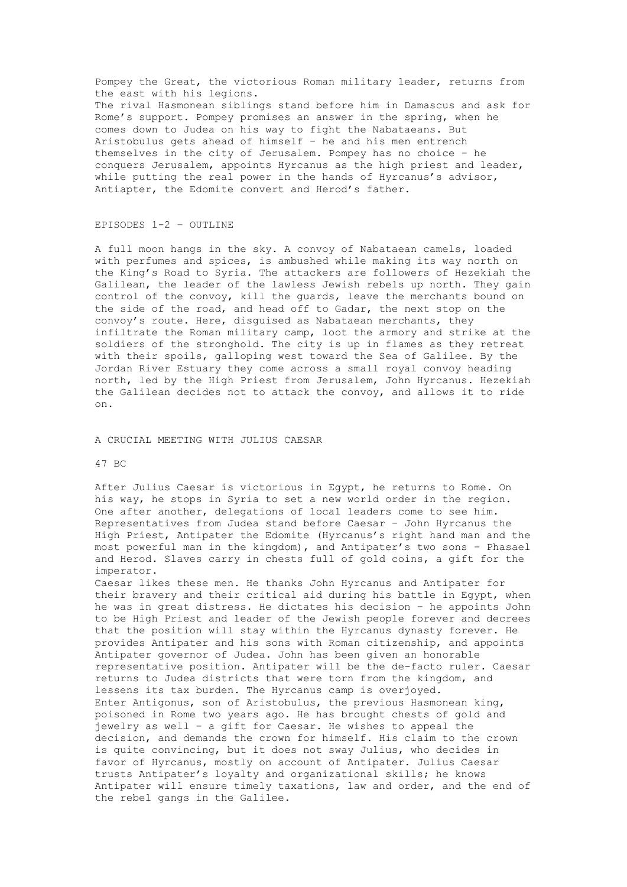Pompey the Great, the victorious Roman military leader, returns from the east with his legions.
The rival Hasmonean siblings stand before him in Damascus and ask for Rome's support. Pompey promises an answer in the spring, when he comes down to Judea on his way to fight the Nabataeans. But Aristobulus gets ahead of himself – he and his men entrench themselves in the city of Jerusalem. Pompey has no choice – he conquers Jerusalem, appoints Hyrcanus as the high priest and leader, while putting the real power in the hands of Hyrcanus's advisor, Antiapter, the Edomite convert and Herod's father.

## EPISODES 1-2 – OUTLINE

A full moon hangs in the sky. A convoy of Nabataean camels, loaded with perfumes and spices, is ambushed while making its way north on the King's Road to Syria. The attackers are followers of Hezekiah the Galilean, the leader of the lawless Jewish rebels up north. They gain control of the convoy, kill the guards, leave the merchants bound on the side of the road, and head off to Gadar, the next stop on the convoy's route. Here, disguised as Nabataean merchants, they infiltrate the Roman military camp, loot the armory and strike at the soldiers of the stronghold. The city is up in flames as they retreat with their spoils, galloping west toward the Sea of Galilee. By the Jordan River Estuary they come across a small royal convoy heading north, led by the High Priest from Jerusalem, John Hyrcanus. Hezekiah the Galilean decides not to attack the convoy, and allows it to ride on.

## A CRUCIAL MEETING WITH JULIUS CAESAR

47 BC

After Julius Caesar is victorious in Egypt, he returns to Rome. On his way, he stops in Syria to set a new world order in the region. One after another, delegations of local leaders come to see him. Representatives from Judea stand before Caesar – John Hyrcanus the High Priest, Antipater the Edomite (Hyrcanus's right hand man and the most powerful man in the kingdom), and Antipater's two sons – Phasael and Herod. Slaves carry in chests full of gold coins, a gift for the imperator.
Caesar likes these men. He thanks John Hyrcanus and Antipater for their bravery and their critical aid during his battle in Egypt, when he was in great distress. He dictates his decision – he appoints John to be High Priest and leader of the Jewish people forever and decrees that the position will stay within the Hyrcanus dynasty forever. He provides Antipater and his sons with Roman citizenship, and appoints Antipater governor of Judea. John has been given an honorable representative position. Antipater will be the de-facto ruler. Caesar returns to Judea districts that were torn from the kingdom, and lessens its tax burden. The Hyrcanus camp is overjoyed.
Enter Antigonus, son of Aristobulus, the previous Hasmonean king, poisoned in Rome two years ago. He has brought chests of gold and jewelry as well – a gift for Caesar. He wishes to appeal the decision, and demands the crown for himself. His claim to the crown is quite convincing, but it does not sway Julius, who decides in favor of Hyrcanus, mostly on account of Antipater. Julius Caesar trusts Antipater's loyalty and organizational skills; he knows Antipater will ensure timely taxations, law and order, and the end of the rebel gangs in the Galilee.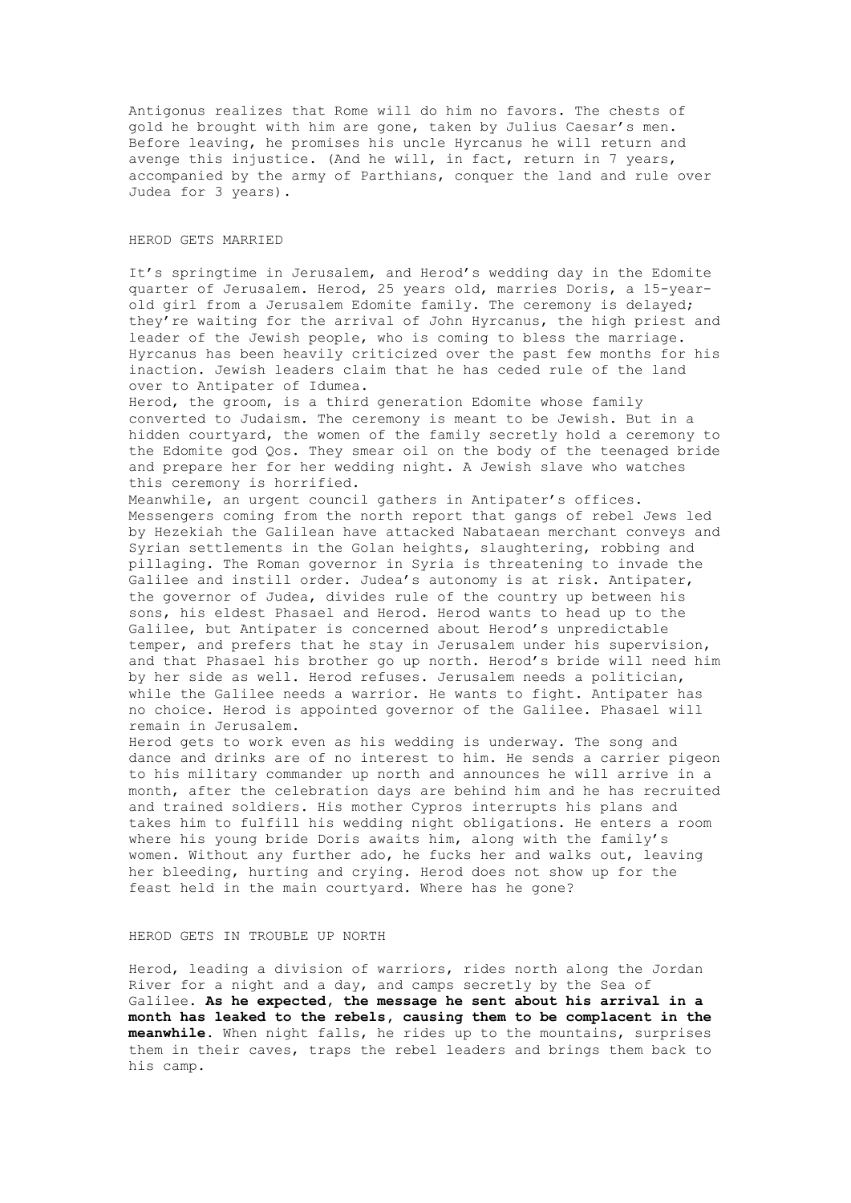Antigonus realizes that Rome will do him no favors. The chests of gold he brought with him are gone, taken by Julius Caesar's men. Before leaving, he promises his uncle Hyrcanus he will return and avenge this injustice. (And he will, in fact, return in 7 years, accompanied by the army of Parthians, conquer the land and rule over Judea for 3 years).

## HEROD GETS MARRIED

It's springtime in Jerusalem, and Herod's wedding day in the Edomite quarter of Jerusalem. Herod, 25 years old, marries Doris, a 15-year-old girl from a Jerusalem Edomite family. The ceremony is delayed; they're waiting for the arrival of John Hyrcanus, the high priest and leader of the Jewish people, who is coming to bless the marriage. Hyrcanus has been heavily criticized over the past few months for his inaction. Jewish leaders claim that he has ceded rule of the land over to Antipater of Idumea.

Herod, the groom, is a third generation Edomite whose family converted to Judaism. The ceremony is meant to be Jewish. But in a hidden courtyard, the women of the family secretly hold a ceremony to the Edomite god Qos. They smear oil on the body of the teenaged bride and prepare her for her wedding night. A Jewish slave who watches this ceremony is horrified.

Meanwhile, an urgent council gathers in Antipater's offices. Messengers coming from the north report that gangs of rebel Jews led by Hezekiah the Galilean have attacked Nabataean merchant conveys and Syrian settlements in the Golan heights, slaughtering, robbing and pillaging. The Roman governor in Syria is threatening to invade the Galilee and instill order. Judea's autonomy is at risk. Antipater, the governor of Judea, divides rule of the country up between his sons, his eldest Phasael and Herod. Herod wants to head up to the Galilee, but Antipater is concerned about Herod's unpredictable temper, and prefers that he stay in Jerusalem under his supervision, and that Phasael his brother go up north. Herod's bride will need him by her side as well. Herod refuses. Jerusalem needs a politician, while the Galilee needs a warrior. He wants to fight. Antipater has no choice. Herod is appointed governor of the Galilee. Phasael will remain in Jerusalem.

Herod gets to work even as his wedding is underway. The song and dance and drinks are of no interest to him. He sends a carrier pigeon to his military commander up north and announces he will arrive in a month, after the celebration days are behind him and he has recruited and trained soldiers. His mother Cypros interrupts his plans and takes him to fulfill his wedding night obligations. He enters a room where his young bride Doris awaits him, along with the family's women. Without any further ado, he fucks her and walks out, leaving her bleeding, hurting and crying. Herod does not show up for the feast held in the main courtyard. Where has he gone?

## HEROD GETS IN TROUBLE UP NORTH

Herod, leading a division of warriors, rides north along the Jordan River for a night and a day, and camps secretly by the Sea of Galilee. **As he expected, the message he sent about his arrival in a month has leaked to the rebels, causing them to be complacent in the meanwhile**. When night falls, he rides up to the mountains, surprises them in their caves, traps the rebel leaders and brings them back to his camp.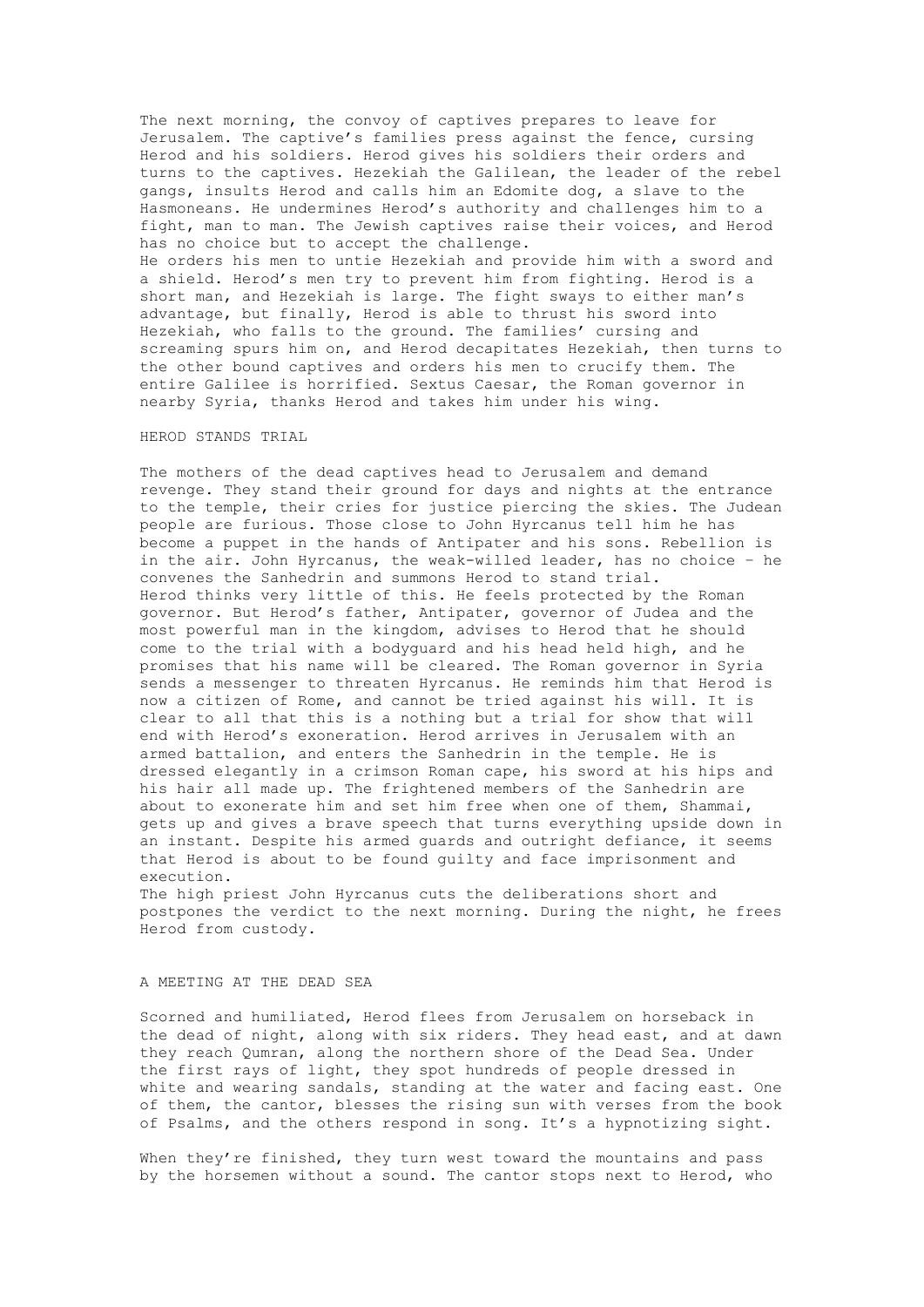The next morning, the convoy of captives prepares to leave for Jerusalem. The captive's families press against the fence, cursing Herod and his soldiers. Herod gives his soldiers their orders and turns to the captives. Hezekiah the Galilean, the leader of the rebel gangs, insults Herod and calls him an Edomite dog, a slave to the Hasmoneans. He undermines Herod's authority and challenges him to a fight, man to man. The Jewish captives raise their voices, and Herod has no choice but to accept the challenge.

He orders his men to untie Hezekiah and provide him with a sword and a shield. Herod's men try to prevent him from fighting. Herod is a short man, and Hezekiah is large. The fight sways to either man's advantage, but finally, Herod is able to thrust his sword into Hezekiah, who falls to the ground. The families' cursing and screaming spurs him on, and Herod decapitates Hezekiah, then turns to the other bound captives and orders his men to crucify them. The entire Galilee is horrified. Sextus Caesar, the Roman governor in nearby Syria, thanks Herod and takes him under his wing.

## HEROD STANDS TRIAL

The mothers of the dead captives head to Jerusalem and demand revenge. They stand their ground for days and nights at the entrance to the temple, their cries for justice piercing the skies. The Judean people are furious. Those close to John Hyrcanus tell him he has become a puppet in the hands of Antipater and his sons. Rebellion is in the air. John Hyrcanus, the weak-willed leader, has no choice – he convenes the Sanhedrin and summons Herod to stand trial.

Herod thinks very little of this. He feels protected by the Roman governor. But Herod's father, Antipater, governor of Judea and the most powerful man in the kingdom, advises to Herod that he should come to the trial with a bodyguard and his head held high, and he promises that his name will be cleared. The Roman governor in Syria sends a messenger to threaten Hyrcanus. He reminds him that Herod is now a citizen of Rome, and cannot be tried against his will. It is clear to all that this is a nothing but a trial for show that will end with Herod's exoneration. Herod arrives in Jerusalem with an armed battalion, and enters the Sanhedrin in the temple. He is dressed elegantly in a crimson Roman cape, his sword at his hips and his hair all made up. The frightened members of the Sanhedrin are about to exonerate him and set him free when one of them, Shammai, gets up and gives a brave speech that turns everything upside down in an instant. Despite his armed guards and outright defiance, it seems that Herod is about to be found guilty and face imprisonment and execution.

The high priest John Hyrcanus cuts the deliberations short and postpones the verdict to the next morning. During the night, he frees Herod from custody.

## A MEETING AT THE DEAD SEA

Scorned and humiliated, Herod flees from Jerusalem on horseback in the dead of night, along with six riders. They head east, and at dawn they reach Qumran, along the northern shore of the Dead Sea. Under the first rays of light, they spot hundreds of people dressed in white and wearing sandals, standing at the water and facing east. One of them, the cantor, blesses the rising sun with verses from the book of Psalms, and the others respond in song. It's a hypnotizing sight.

When they're finished, they turn west toward the mountains and pass by the horsemen without a sound. The cantor stops next to Herod, who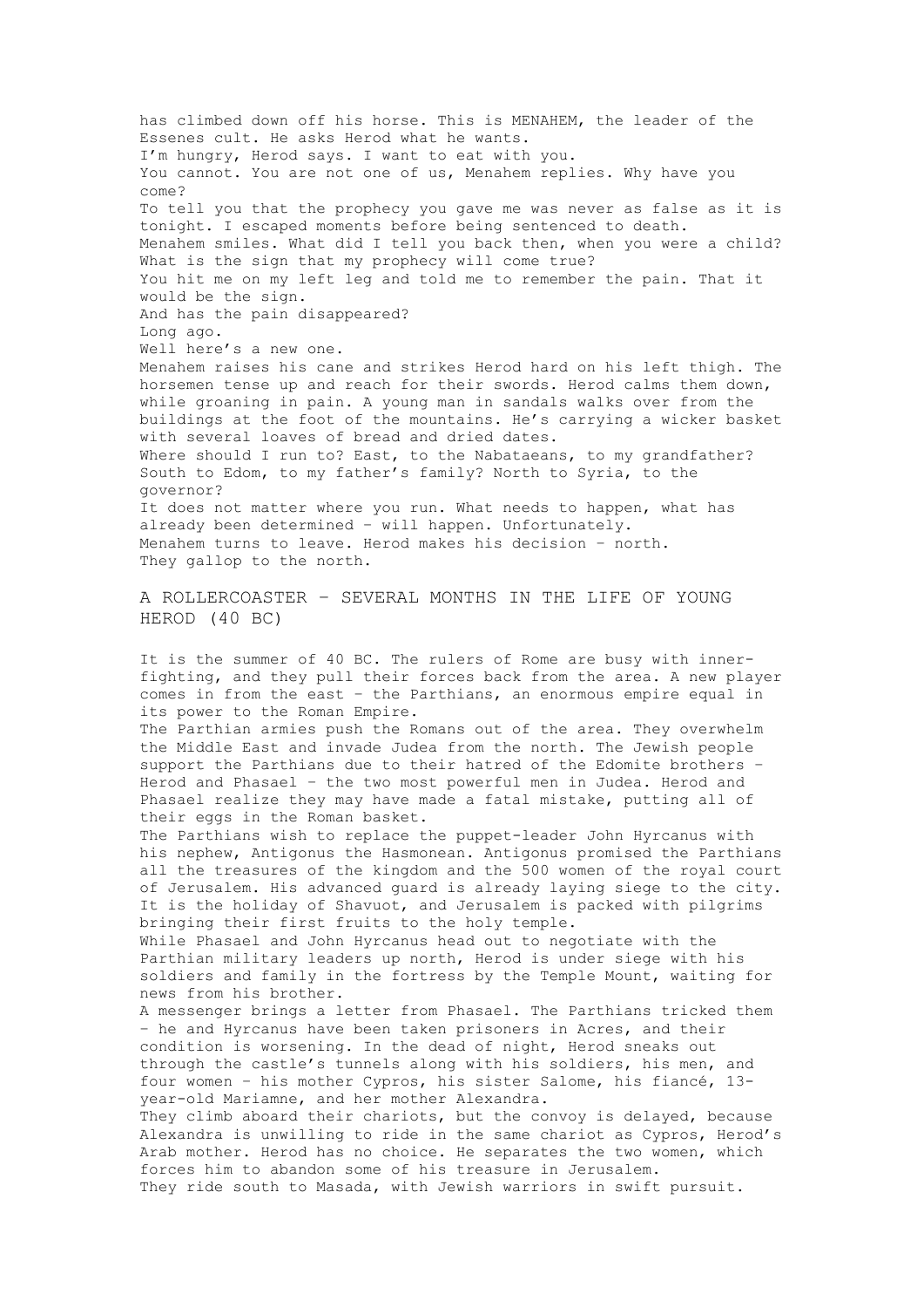has climbed down off his horse. This is MENAHEM, the leader of the Essenes cult. He asks Herod what he wants.

I'm hungry, Herod says. I want to eat with you.

You cannot. You are not one of us, Menahem replies. Why have you come?

To tell you that the prophecy you gave me was never as false as it is tonight. I escaped moments before being sentenced to death.

Menahem smiles. What did I tell you back then, when you were a child? What is the sign that my prophecy will come true?

You hit me on my left leg and told me to remember the pain. That it would be the sign.

And has the pain disappeared?

Long ago.

Well here's a new one.

Menahem raises his cane and strikes Herod hard on his left thigh. The horsemen tense up and reach for their swords. Herod calms them down, while groaning in pain. A young man in sandals walks over from the buildings at the foot of the mountains. He's carrying a wicker basket with several loaves of bread and dried dates.

Where should I run to? East, to the Nabataeans, to my grandfather? South to Edom, to my father's family? North to Syria, to the governor?

It does not matter where you run. What needs to happen, what has already been determined – will happen. Unfortunately.

Menahem turns to leave. Herod makes his decision – north.

They gallop to the north.

## A ROLLERCOASTER – SEVERAL MONTHS IN THE LIFE OF YOUNG HEROD (40 BC)

It is the summer of 40 BC. The rulers of Rome are busy with inner-fighting, and they pull their forces back from the area. A new player comes in from the east – the Parthians, an enormous empire equal in its power to the Roman Empire.

The Parthian armies push the Romans out of the area. They overwhelm the Middle East and invade Judea from the north. The Jewish people support the Parthians due to their hatred of the Edomite brothers – Herod and Phasael – the two most powerful men in Judea. Herod and Phasael realize they may have made a fatal mistake, putting all of their eggs in the Roman basket.

The Parthians wish to replace the puppet-leader John Hyrcanus with his nephew, Antigonus the Hasmonean. Antigonus promised the Parthians all the treasures of the kingdom and the 500 women of the royal court of Jerusalem. His advanced guard is already laying siege to the city. It is the holiday of Shavuot, and Jerusalem is packed with pilgrims bringing their first fruits to the holy temple.

While Phasael and John Hyrcanus head out to negotiate with the Parthian military leaders up north, Herod is under siege with his soldiers and family in the fortress by the Temple Mount, waiting for news from his brother.

A messenger brings a letter from Phasael. The Parthians tricked them – he and Hyrcanus have been taken prisoners in Acres, and their condition is worsening. In the dead of night, Herod sneaks out through the castle's tunnels along with his soldiers, his men, and four women – his mother Cypros, his sister Salome, his fiancé, 13-year-old Mariamne, and her mother Alexandra.

They climb aboard their chariots, but the convoy is delayed, because Alexandra is unwilling to ride in the same chariot as Cypros, Herod's Arab mother. Herod has no choice. He separates the two women, which forces him to abandon some of his treasure in Jerusalem.

They ride south to Masada, with Jewish warriors in swift pursuit.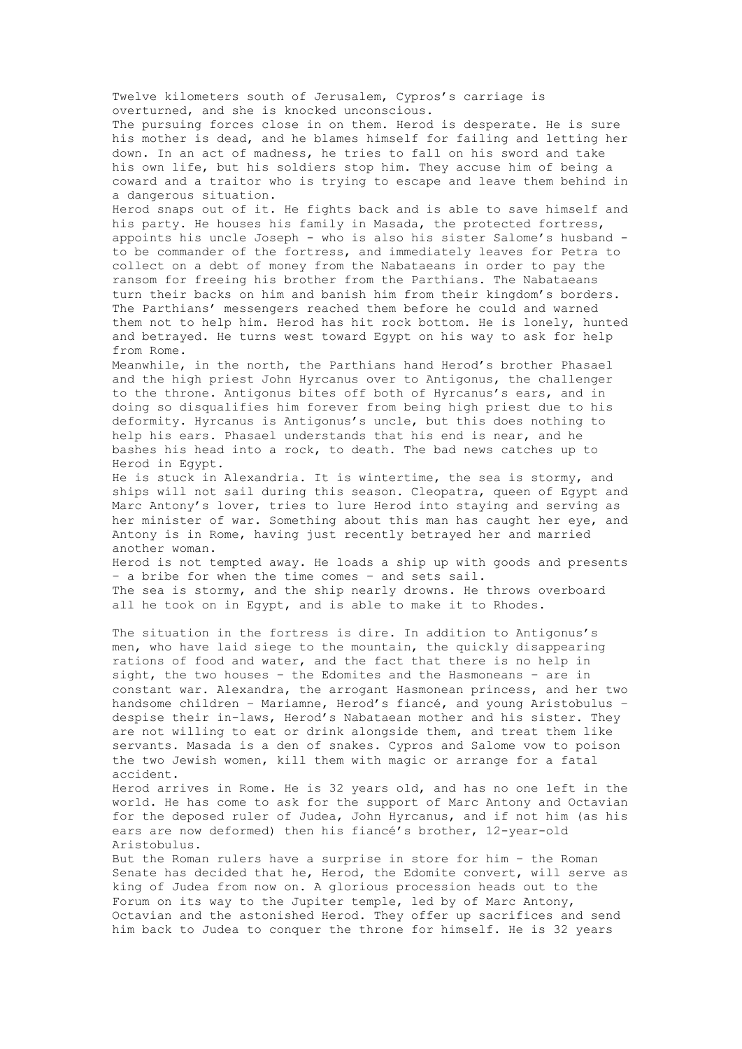Twelve kilometers south of Jerusalem, Cypros's carriage is overturned, and she is knocked unconscious.

The pursuing forces close in on them. Herod is desperate. He is sure his mother is dead, and he blames himself for failing and letting her down. In an act of madness, he tries to fall on his sword and take his own life, but his soldiers stop him. They accuse him of being a coward and a traitor who is trying to escape and leave them behind in a dangerous situation.

Herod snaps out of it. He fights back and is able to save himself and his party. He houses his family in Masada, the protected fortress, appoints his uncle Joseph - who is also his sister Salome's husband - to be commander of the fortress, and immediately leaves for Petra to collect on a debt of money from the Nabataeans in order to pay the ransom for freeing his brother from the Parthians. The Nabataeans turn their backs on him and banish him from their kingdom's borders. The Parthians' messengers reached them before he could and warned them not to help him. Herod has hit rock bottom. He is lonely, hunted and betrayed. He turns west toward Egypt on his way to ask for help from Rome.

Meanwhile, in the north, the Parthians hand Herod's brother Phasael and the high priest John Hyrcanus over to Antigonus, the challenger to the throne. Antigonus bites off both of Hyrcanus's ears, and in doing so disqualifies him forever from being high priest due to his deformity. Hyrcanus is Antigonus's uncle, but this does nothing to help his ears. Phasael understands that his end is near, and he bashes his head into a rock, to death. The bad news catches up to Herod in Egypt.

He is stuck in Alexandria. It is wintertime, the sea is stormy, and ships will not sail during this season. Cleopatra, queen of Egypt and Marc Antony's lover, tries to lure Herod into staying and serving as her minister of war. Something about this man has caught her eye, and Antony is in Rome, having just recently betrayed her and married another woman.

Herod is not tempted away. He loads a ship up with goods and presents – a bribe for when the time comes – and sets sail.

The sea is stormy, and the ship nearly drowns. He throws overboard all he took on in Egypt, and is able to make it to Rhodes.

The situation in the fortress is dire. In addition to Antigonus's men, who have laid siege to the mountain, the quickly disappearing rations of food and water, and the fact that there is no help in sight, the two houses – the Edomites and the Hasmoneans – are in constant war. Alexandra, the arrogant Hasmonean princess, and her two handsome children – Mariamne, Herod's fiancé, and young Aristobulus – despise their in-laws, Herod's Nabataean mother and his sister. They are not willing to eat or drink alongside them, and treat them like servants. Masada is a den of snakes. Cypros and Salome vow to poison the two Jewish women, kill them with magic or arrange for a fatal accident.

Herod arrives in Rome. He is 32 years old, and has no one left in the world. He has come to ask for the support of Marc Antony and Octavian for the deposed ruler of Judea, John Hyrcanus, and if not him (as his ears are now deformed) then his fiancé's brother, 12-year-old Aristobulus.

But the Roman rulers have a surprise in store for him – the Roman Senate has decided that he, Herod, the Edomite convert, will serve as king of Judea from now on. A glorious procession heads out to the Forum on its way to the Jupiter temple, led by of Marc Antony, Octavian and the astonished Herod. They offer up sacrifices and send him back to Judea to conquer the throne for himself. He is 32 years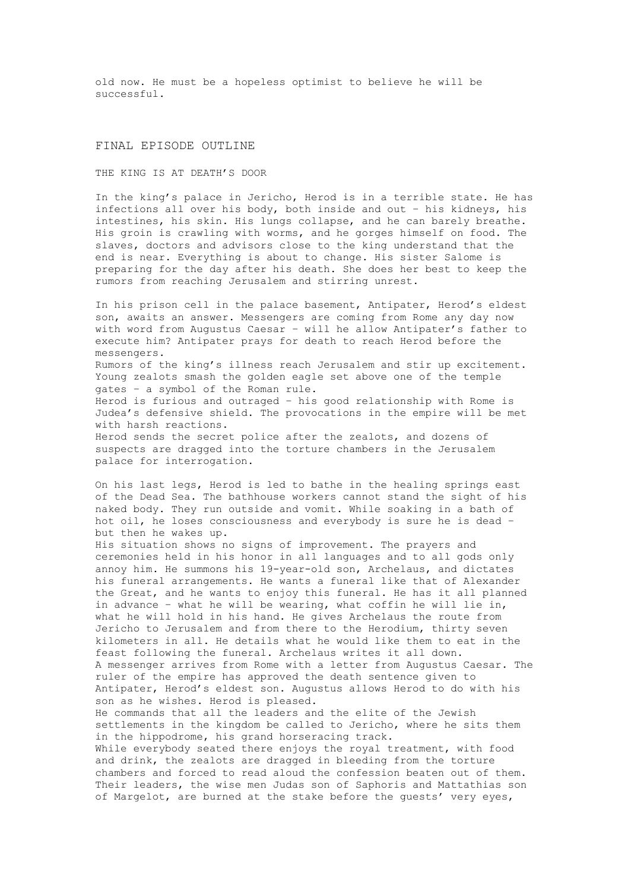old now. He must be a hopeless optimist to believe he will be successful.

## FINAL EPISODE OUTLINE

### THE KING IS AT DEATH'S DOOR

In the king's palace in Jericho, Herod is in a terrible state. He has infections all over his body, both inside and out – his kidneys, his intestines, his skin. His lungs collapse, and he can barely breathe. His groin is crawling with worms, and he gorges himself on food. The slaves, doctors and advisors close to the king understand that the end is near. Everything is about to change. His sister Salome is preparing for the day after his death. She does her best to keep the rumors from reaching Jerusalem and stirring unrest.

In his prison cell in the palace basement, Antipater, Herod's eldest son, awaits an answer. Messengers are coming from Rome any day now with word from Augustus Caesar – will he allow Antipater's father to execute him? Antipater prays for death to reach Herod before the messengers.
Rumors of the king's illness reach Jerusalem and stir up excitement. Young zealots smash the golden eagle set above one of the temple gates – a symbol of the Roman rule.
Herod is furious and outraged – his good relationship with Rome is Judea's defensive shield. The provocations in the empire will be met with harsh reactions.
Herod sends the secret police after the zealots, and dozens of suspects are dragged into the torture chambers in the Jerusalem palace for interrogation.

On his last legs, Herod is led to bathe in the healing springs east of the Dead Sea. The bathhouse workers cannot stand the sight of his naked body. They run outside and vomit. While soaking in a bath of hot oil, he loses consciousness and everybody is sure he is dead – but then he wakes up.
His situation shows no signs of improvement. The prayers and ceremonies held in his honor in all languages and to all gods only annoy him. He summons his 19-year-old son, Archelaus, and dictates his funeral arrangements. He wants a funeral like that of Alexander the Great, and he wants to enjoy this funeral. He has it all planned in advance – what he will be wearing, what coffin he will lie in, what he will hold in his hand. He gives Archelaus the route from Jericho to Jerusalem and from there to the Herodium, thirty seven kilometers in all. He details what he would like them to eat in the feast following the funeral. Archelaus writes it all down.
A messenger arrives from Rome with a letter from Augustus Caesar. The ruler of the empire has approved the death sentence given to Antipater, Herod's eldest son. Augustus allows Herod to do with his son as he wishes. Herod is pleased.
He commands that all the leaders and the elite of the Jewish settlements in the kingdom be called to Jericho, where he sits them in the hippodrome, his grand horseracing track.
While everybody seated there enjoys the royal treatment, with food and drink, the zealots are dragged in bleeding from the torture chambers and forced to read aloud the confession beaten out of them. Their leaders, the wise men Judas son of Saphoris and Mattathias son of Margelot, are burned at the stake before the guests' very eyes,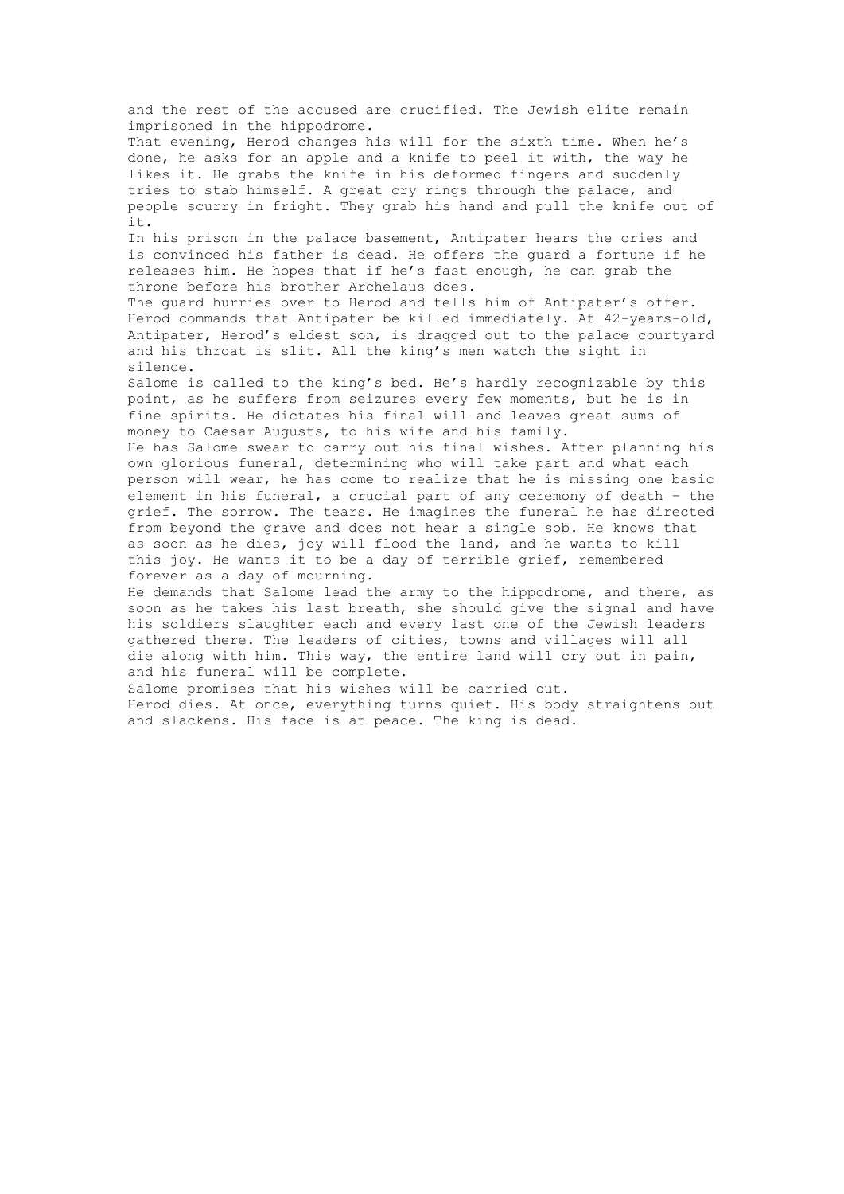and the rest of the accused are crucified. The Jewish elite remain imprisoned in the hippodrome.

That evening, Herod changes his will for the sixth time. When he's done, he asks for an apple and a knife to peel it with, the way he likes it. He grabs the knife in his deformed fingers and suddenly tries to stab himself. A great cry rings through the palace, and people scurry in fright. They grab his hand and pull the knife out of it.

In his prison in the palace basement, Antipater hears the cries and is convinced his father is dead. He offers the guard a fortune if he releases him. He hopes that if he's fast enough, he can grab the throne before his brother Archelaus does.

The guard hurries over to Herod and tells him of Antipater's offer. Herod commands that Antipater be killed immediately. At 42-years-old, Antipater, Herod's eldest son, is dragged out to the palace courtyard and his throat is slit. All the king's men watch the sight in silence.

Salome is called to the king's bed. He's hardly recognizable by this point, as he suffers from seizures every few moments, but he is in fine spirits. He dictates his final will and leaves great sums of money to Caesar Augusts, to his wife and his family.

He has Salome swear to carry out his final wishes. After planning his own glorious funeral, determining who will take part and what each person will wear, he has come to realize that he is missing one basic element in his funeral, a crucial part of any ceremony of death – the grief. The sorrow. The tears. He imagines the funeral he has directed from beyond the grave and does not hear a single sob. He knows that as soon as he dies, joy will flood the land, and he wants to kill this joy. He wants it to be a day of terrible grief, remembered forever as a day of mourning.

He demands that Salome lead the army to the hippodrome, and there, as soon as he takes his last breath, she should give the signal and have his soldiers slaughter each and every last one of the Jewish leaders gathered there. The leaders of cities, towns and villages will all die along with him. This way, the entire land will cry out in pain, and his funeral will be complete.

Salome promises that his wishes will be carried out.

Herod dies. At once, everything turns quiet. His body straightens out and slackens. His face is at peace. The king is dead.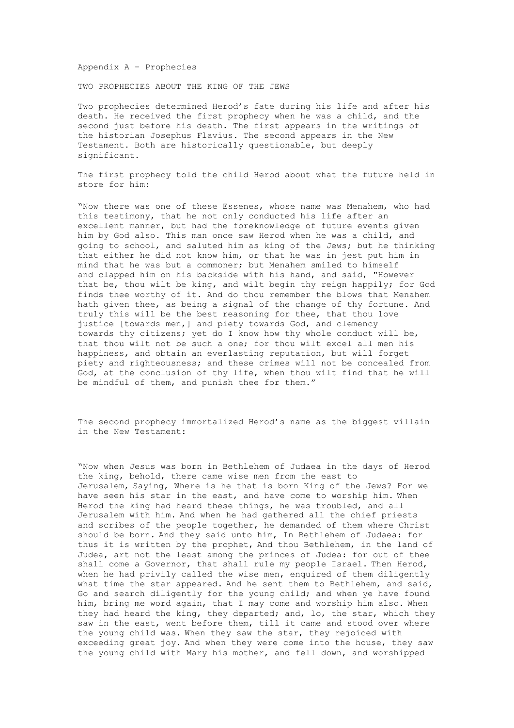# Appendix A – Prophecies

## TWO PROPHECIES ABOUT THE KING OF THE JEWS

Two prophecies determined Herod's fate during his life and after his death. He received the first prophecy when he was a child, and the second just before his death. The first appears in the writings of the historian Josephus Flavius. The second appears in the New Testament. Both are historically questionable, but deeply significant.

The first prophecy told the child Herod about what the future held in store for him:

"Now there was one of these Essenes, whose name was Menahem, who had this testimony, that he not only conducted his life after an excellent manner, but had the foreknowledge of future events given him by God also. This man once saw Herod when he was a child, and going to school, and saluted him as king of the Jews; but he thinking that either he did not know him, or that he was in jest put him in mind that he was but a commoner; but Menahem smiled to himself and clapped him on his backside with his hand, and said, "However that be, thou wilt be king, and wilt begin thy reign happily; for God finds thee worthy of it. And do thou remember the blows that Menahem hath given thee, as being a signal of the change of thy fortune. And truly this will be the best reasoning for thee, that thou love justice [towards men,] and piety towards God, and clemency towards thy citizens; yet do I know how thy whole conduct will be, that thou wilt not be such a one; for thou wilt excel all men his happiness, and obtain an everlasting reputation, but will forget piety and righteousness; and these crimes will not be concealed from God, at the conclusion of thy life, when thou wilt find that he will be mindful of them, and punish thee for them."

The second prophecy immortalized Herod's name as the biggest villain in the New Testament:

"Now when Jesus was born in Bethlehem of Judaea in the days of Herod the king, behold, there came wise men from the east to Jerusalem, Saying, Where is he that is born King of the Jews? For we have seen his star in the east, and have come to worship him. When Herod the king had heard these things, he was troubled, and all Jerusalem with him. And when he had gathered all the chief priests and scribes of the people together, he demanded of them where Christ should be born. And they said unto him, In Bethlehem of Judaea: for thus it is written by the prophet, And thou Bethlehem, in the land of Judea, art not the least among the princes of Judea: for out of thee shall come a Governor, that shall rule my people Israel. Then Herod, when he had privily called the wise men, enquired of them diligently what time the star appeared. And he sent them to Bethlehem, and said, Go and search diligently for the young child; and when ye have found him, bring me word again, that I may come and worship him also. When they had heard the king, they departed; and, lo, the star, which they saw in the east, went before them, till it came and stood over where the young child was. When they saw the star, they rejoiced with exceeding great joy. And when they were come into the house, they saw the young child with Mary his mother, and fell down, and worshipped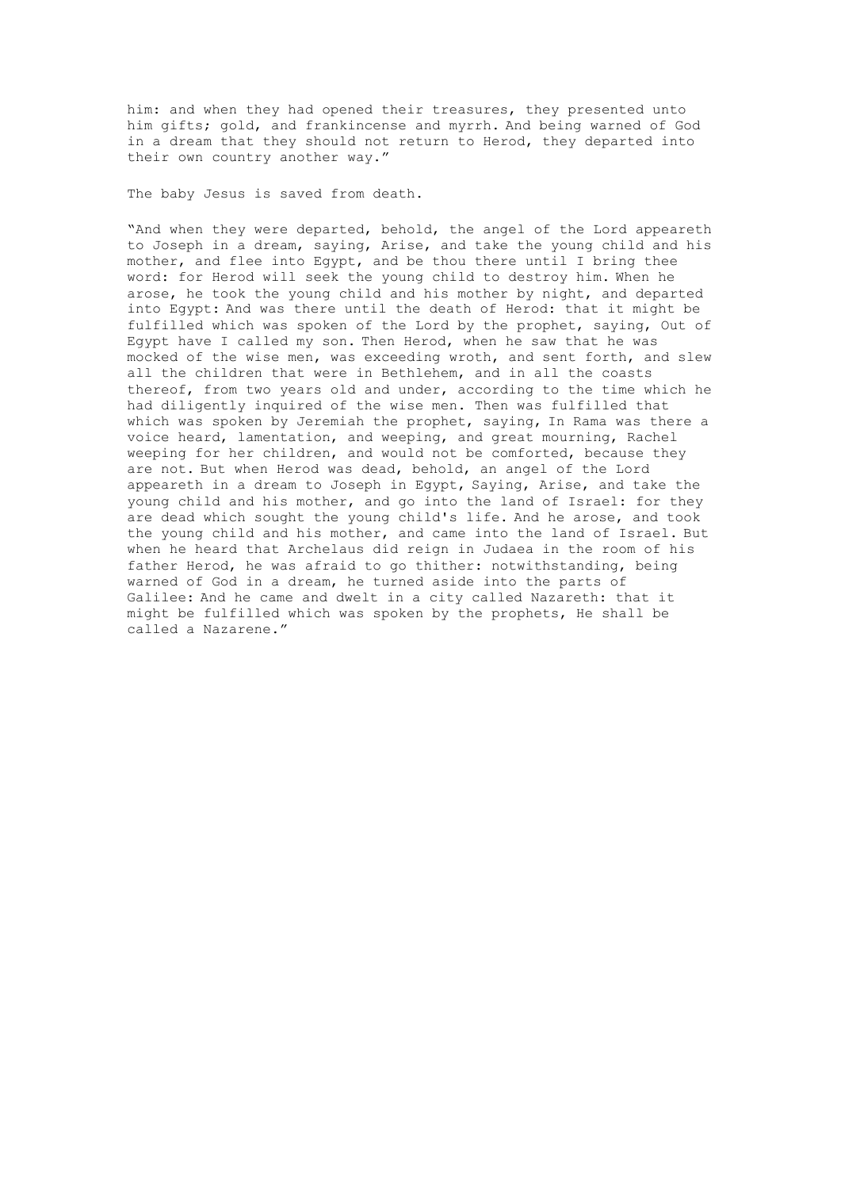him: and when they had opened their treasures, they presented unto him gifts; gold, and frankincense and myrrh. And being warned of God in a dream that they should not return to Herod, they departed into their own country another way."

The baby Jesus is saved from death.

"And when they were departed, behold, the angel of the Lord appeareth to Joseph in a dream, saying, Arise, and take the young child and his mother, and flee into Egypt, and be thou there until I bring thee word: for Herod will seek the young child to destroy him. When he arose, he took the young child and his mother by night, and departed into Egypt: And was there until the death of Herod: that it might be fulfilled which was spoken of the Lord by the prophet, saying, Out of Egypt have I called my son. Then Herod, when he saw that he was mocked of the wise men, was exceeding wroth, and sent forth, and slew all the children that were in Bethlehem, and in all the coasts thereof, from two years old and under, according to the time which he had diligently inquired of the wise men. Then was fulfilled that which was spoken by Jeremiah the prophet, saying, In Rama was there a voice heard, lamentation, and weeping, and great mourning, Rachel weeping for her children, and would not be comforted, because they are not. But when Herod was dead, behold, an angel of the Lord appeareth in a dream to Joseph in Egypt, Saying, Arise, and take the young child and his mother, and go into the land of Israel: for they are dead which sought the young child's life. And he arose, and took the young child and his mother, and came into the land of Israel. But when he heard that Archelaus did reign in Judaea in the room of his father Herod, he was afraid to go thither: notwithstanding, being warned of God in a dream, he turned aside into the parts of Galilee: And he came and dwelt in a city called Nazareth: that it might be fulfilled which was spoken by the prophets, He shall be called a Nazarene."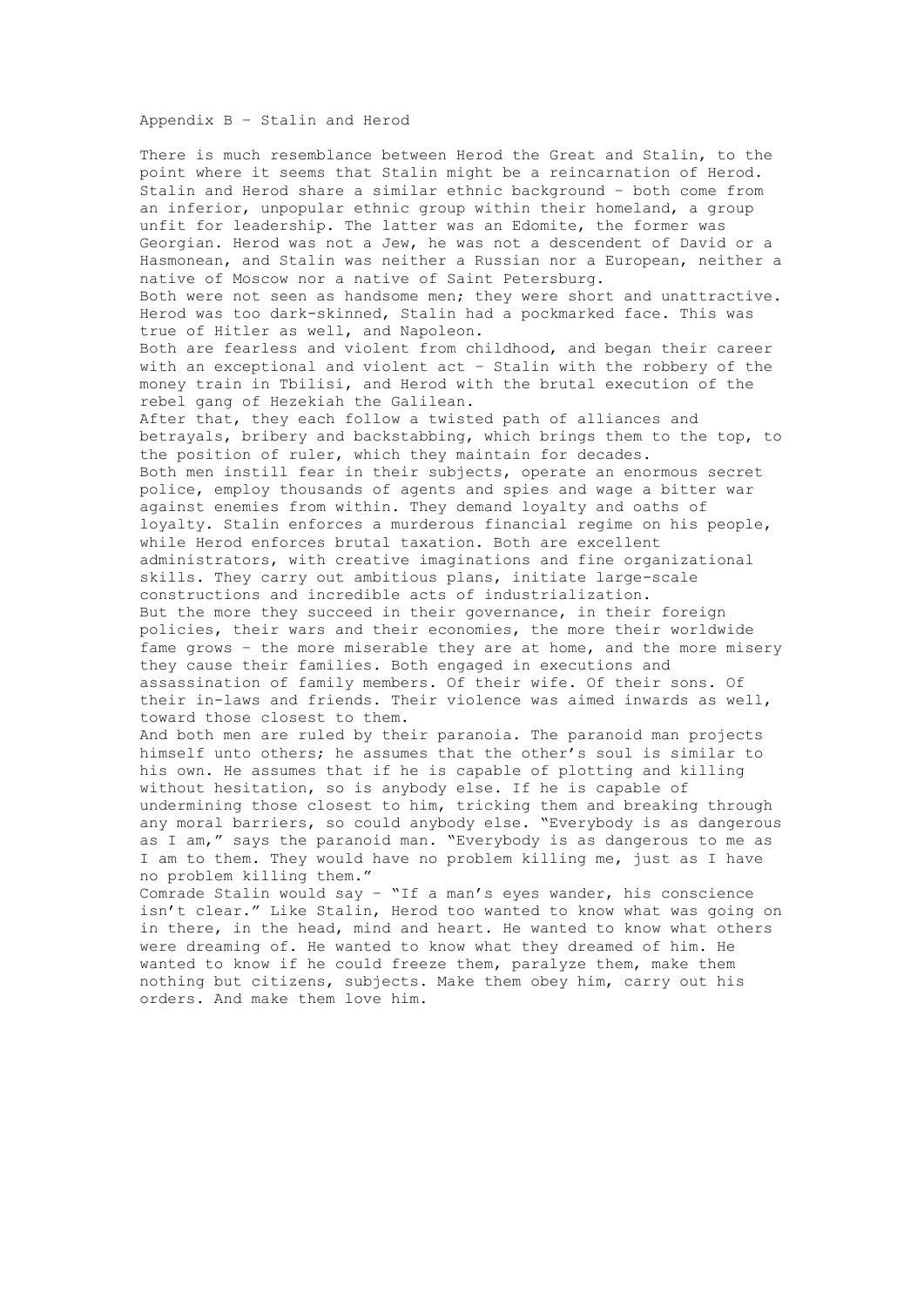# Appendix B – Stalin and Herod

There is much resemblance between Herod the Great and Stalin, to the point where it seems that Stalin might be a reincarnation of Herod. Stalin and Herod share a similar ethnic background – both come from an inferior, unpopular ethnic group within their homeland, a group unfit for leadership. The latter was an Edomite, the former was Georgian. Herod was not a Jew, he was not a descendent of David or a Hasmonean, and Stalin was neither a Russian nor a European, neither a native of Moscow nor a native of Saint Petersburg.

Both were not seen as handsome men; they were short and unattractive. Herod was too dark-skinned, Stalin had a pockmarked face. This was true of Hitler as well, and Napoleon.

Both are fearless and violent from childhood, and began their career with an exceptional and violent act – Stalin with the robbery of the money train in Tbilisi, and Herod with the brutal execution of the rebel gang of Hezekiah the Galilean.

After that, they each follow a twisted path of alliances and betrayals, bribery and backstabbing, which brings them to the top, to the position of ruler, which they maintain for decades.

Both men instill fear in their subjects, operate an enormous secret police, employ thousands of agents and spies and wage a bitter war against enemies from within. They demand loyalty and oaths of loyalty. Stalin enforces a murderous financial regime on his people, while Herod enforces brutal taxation. Both are excellent administrators, with creative imaginations and fine organizational skills. They carry out ambitious plans, initiate large-scale constructions and incredible acts of industrialization.

But the more they succeed in their governance, in their foreign policies, their wars and their economies, the more their worldwide fame grows – the more miserable they are at home, and the more misery they cause their families. Both engaged in executions and assassination of family members. Of their wife. Of their sons. Of their in-laws and friends. Their violence was aimed inwards as well, toward those closest to them.

And both men are ruled by their paranoia. The paranoid man projects himself unto others; he assumes that the other's soul is similar to his own. He assumes that if he is capable of plotting and killing without hesitation, so is anybody else. If he is capable of undermining those closest to him, tricking them and breaking through any moral barriers, so could anybody else. "Everybody is as dangerous as I am," says the paranoid man. "Everybody is as dangerous to me as I am to them. They would have no problem killing me, just as I have no problem killing them."

Comrade Stalin would say – "If a man's eyes wander, his conscience isn't clear." Like Stalin, Herod too wanted to know what was going on in there, in the head, mind and heart. He wanted to know what others were dreaming of. He wanted to know what they dreamed of him. He wanted to know if he could freeze them, paralyze them, make them nothing but citizens, subjects. Make them obey him, carry out his orders. And make them love him.